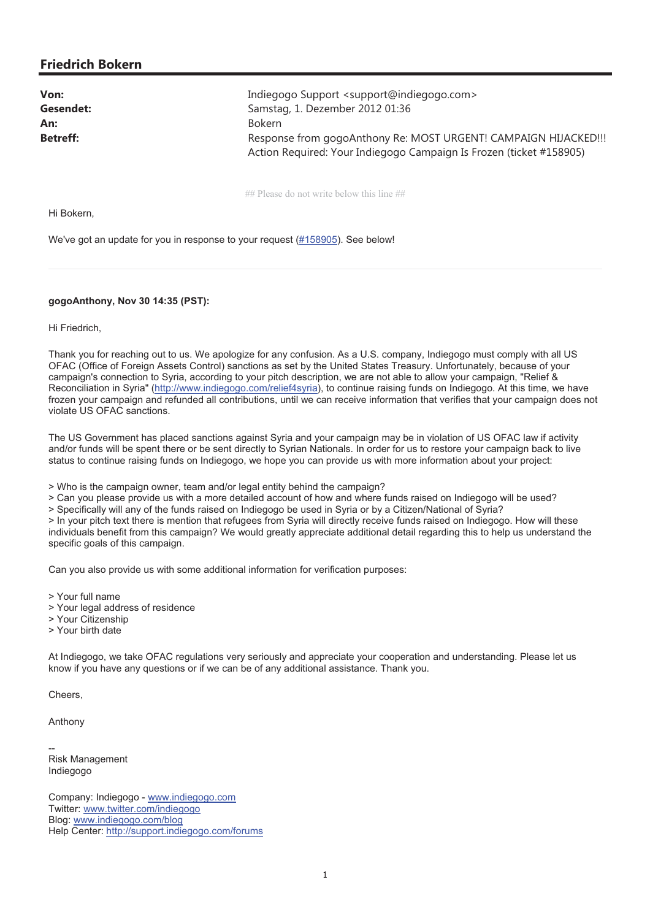## Friedrich Bokern

| | |
|---|---|
| **Von:** | Indiegogo Support <support@indiegogo.com> |
| **Gesendet:** | Samstag, 1. Dezember 2012 01:36 |
| **An:** | Bokern |
| **Betreff:** | Response from gogoAnthony Re: MOST URGENT! CAMPAIGN HIJACKED!!! Action Required: Your Indiegogo Campaign Is Frozen (ticket #158905) |

## Please do not write below this line ##

Hi Bokern,

We've got an update for you in response to your request (#158905). See below!

---

**gogoAnthony, Nov 30 14:35 (PST):**

Hi Friedrich,

Thank you for reaching out to us. We apologize for any confusion. As a U.S. company, Indiegogo must comply with all US OFAC (Office of Foreign Assets Control) sanctions as set by the United States Treasury. Unfortunately, because of your campaign's connection to Syria, according to your pitch description, we are not able to allow your campaign, "Relief & Reconciliation in Syria" (http://www.indiegogo.com/relief4syria), to continue raising funds on Indiegogo. At this time, we have frozen your campaign and refunded all contributions, until we can receive information that verifies that your campaign does not violate US OFAC sanctions.

The US Government has placed sanctions against Syria and your campaign may be in violation of US OFAC law if activity and/or funds will be spent there or be sent directly to Syrian Nationals. In order for us to restore your campaign back to live status to continue raising funds on Indiegogo, we hope you can provide us with more information about your project:

> Who is the campaign owner, team and/or legal entity behind the campaign?
> Can you please provide us with a more detailed account of how and where funds raised on Indiegogo will be used?
> Specifically will any of the funds raised on Indiegogo be used in Syria or by a Citizen/National of Syria?
> In your pitch text there is mention that refugees from Syria will directly receive funds raised on Indiegogo. How will these individuals benefit from this campaign? We would greatly appreciate additional detail regarding this to help us understand the specific goals of this campaign.

Can you also provide us with some additional information for verification purposes:

> Your full name
> Your legal address of residence
> Your Citizenship
> Your birth date

At Indiegogo, we take OFAC regulations very seriously and appreciate your cooperation and understanding. Please let us know if you have any questions or if we can be of any additional assistance. Thank you.

Cheers,

Anthony

--
Risk Management
Indiegogo

Company: Indiegogo - www.indiegogo.com
Twitter: www.twitter.com/indiegogo
Blog: www.indiegogo.com/blog
Help Center: http://support.indiegogo.com/forums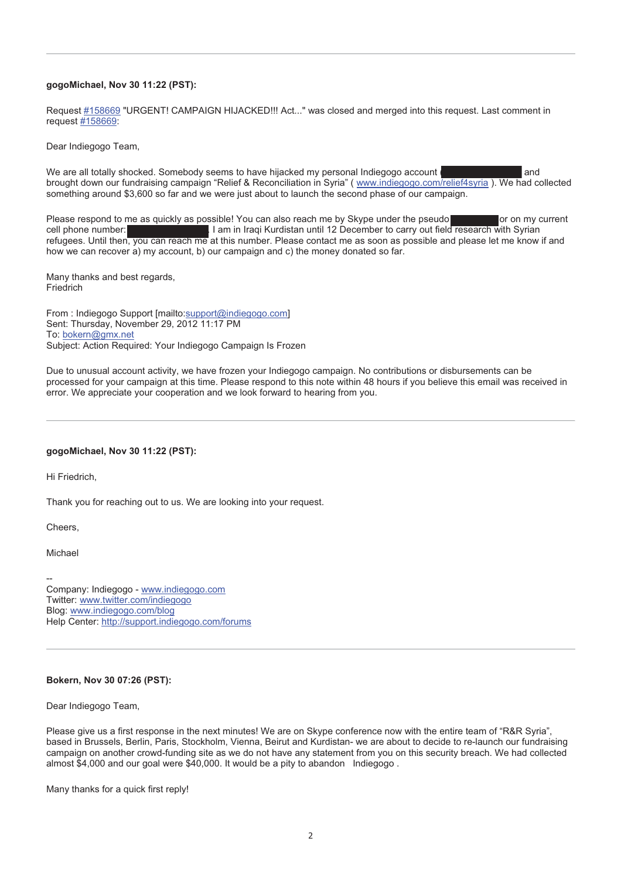---

**gogoMichael, Nov 30 11:22 (PST):**

Request [#158669](#158669) "URGENT! CAMPAIGN HIJACKED!!! Act..." was closed and merged into this request. Last comment in request [#158669](#158669):

Dear Indiegogo Team,

We are all totally shocked. Somebody seems to have hijacked my personal Indiegogo account ( ██████████ and brought down our fundraising campaign "Relief & Reconciliation in Syria" ( [www.indiegogo.com/relief4syria](http://www.indiegogo.com/relief4syria) ). We had collected something around $3,600 so far and we were just about to launch the second phase of our campaign.

Please respond to me as quickly as possible! You can also reach me by Skype under the pseudo ██████████ or on my current cell phone number: ██████████. I am in Iraqi Kurdistan until 12 December to carry out field research with Syrian refugees. Until then, you can reach me at this number. Please contact me as soon as possible and please let me know if and how we can recover a) my account, b) our campaign and c) the money donated so far.

Many thanks and best regards,
Friedrich

From : Indiegogo Support [mailto:[support@indiegogo.com](mailto:support@indiegogo.com)]
Sent: Thursday, November 29, 2012 11:17 PM
To: [bokern@gmx.net](mailto:bokern@gmx.net)
Subject: Action Required: Your Indiegogo Campaign Is Frozen

Due to unusual account activity, we have frozen your Indiegogo campaign. No contributions or disbursements can be processed for your campaign at this time. Please respond to this note within 48 hours if you believe this email was received in error. We appreciate your cooperation and we look forward to hearing from you.

---

**gogoMichael, Nov 30 11:22 (PST):**

Hi Friedrich,

Thank you for reaching out to us. We are looking into your request.

Cheers,

Michael

--
Company: Indiegogo - [www.indiegogo.com](http://www.indiegogo.com)
Twitter: [www.twitter.com/indiegogo](http://www.twitter.com/indiegogo)
Blog: [www.indiegogo.com/blog](http://www.indiegogo.com/blog)
Help Center: [http://support.indiegogo.com/forums](http://support.indiegogo.com/forums)

---

**Bokern, Nov 30 07:26 (PST):**

Dear Indiegogo Team,

Please give us a first response in the next minutes! We are on Skype conference now with the entire team of "R&R Syria", based in Brussels, Berlin, Paris, Stockholm, Vienna, Beirut and Kurdistan- we are about to decide to re-launch our fundraising campaign on another crowd-funding site as we do not have any statement from you on this security breach. We had collected almost $4,000 and our goal were $40,000. It would be a pity to abandon Indiegogo .

Many thanks for a quick first reply!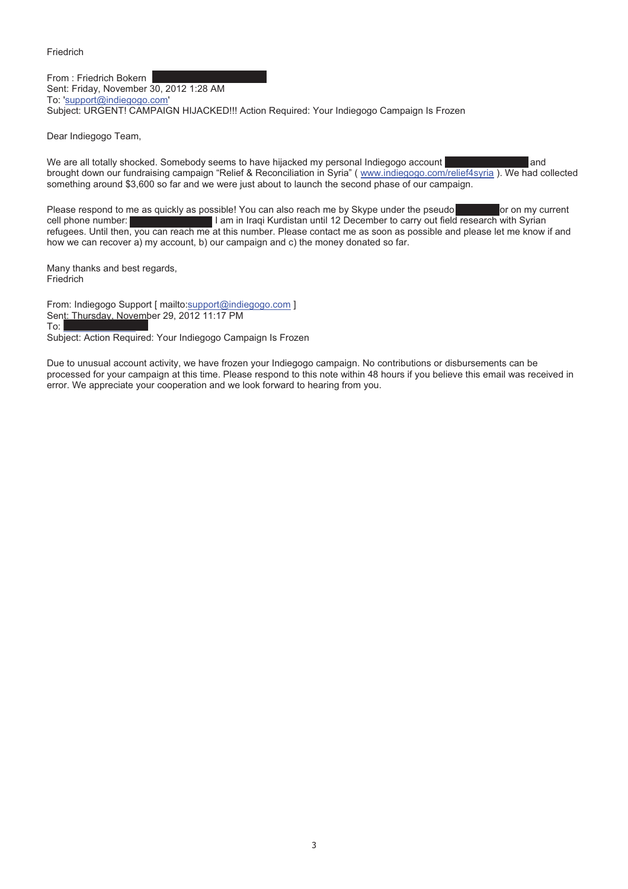Friedrich

From : Friedrich Bokern
Sent: Friday, November 30, 2012 1:28 AM
To: 'support@indiegogo.com'
Subject: URGENT! CAMPAIGN HIJACKED!!! Action Required: Your Indiegogo Campaign Is Frozen

Dear Indiegogo Team,

We are all totally shocked. Somebody seems to have hijacked my personal Indiegogo account and brought down our fundraising campaign "Relief & Reconciliation in Syria" ( www.indiegogo.com/relief4syria ). We had collected something around $3,600 so far and we were just about to launch the second phase of our campaign.

Please respond to me as quickly as possible! You can also reach me by Skype under the pseudo or on my current cell phone number: I am in Iraqi Kurdistan until 12 December to carry out field research with Syrian refugees. Until then, you can reach me at this number. Please contact me as soon as possible and please let me know if and how we can recover a) my account, b) our campaign and c) the money donated so far.

Many thanks and best regards,
Friedrich

From: Indiegogo Support [ mailto:support@indiegogo.com ]
Sent: Thursday, November 29, 2012 11:17 PM
To:
Subject: Action Required: Your Indiegogo Campaign Is Frozen

Due to unusual account activity, we have frozen your Indiegogo campaign. No contributions or disbursements can be processed for your campaign at this time. Please respond to this note within 48 hours if you believe this email was received in error. We appreciate your cooperation and we look forward to hearing from you.